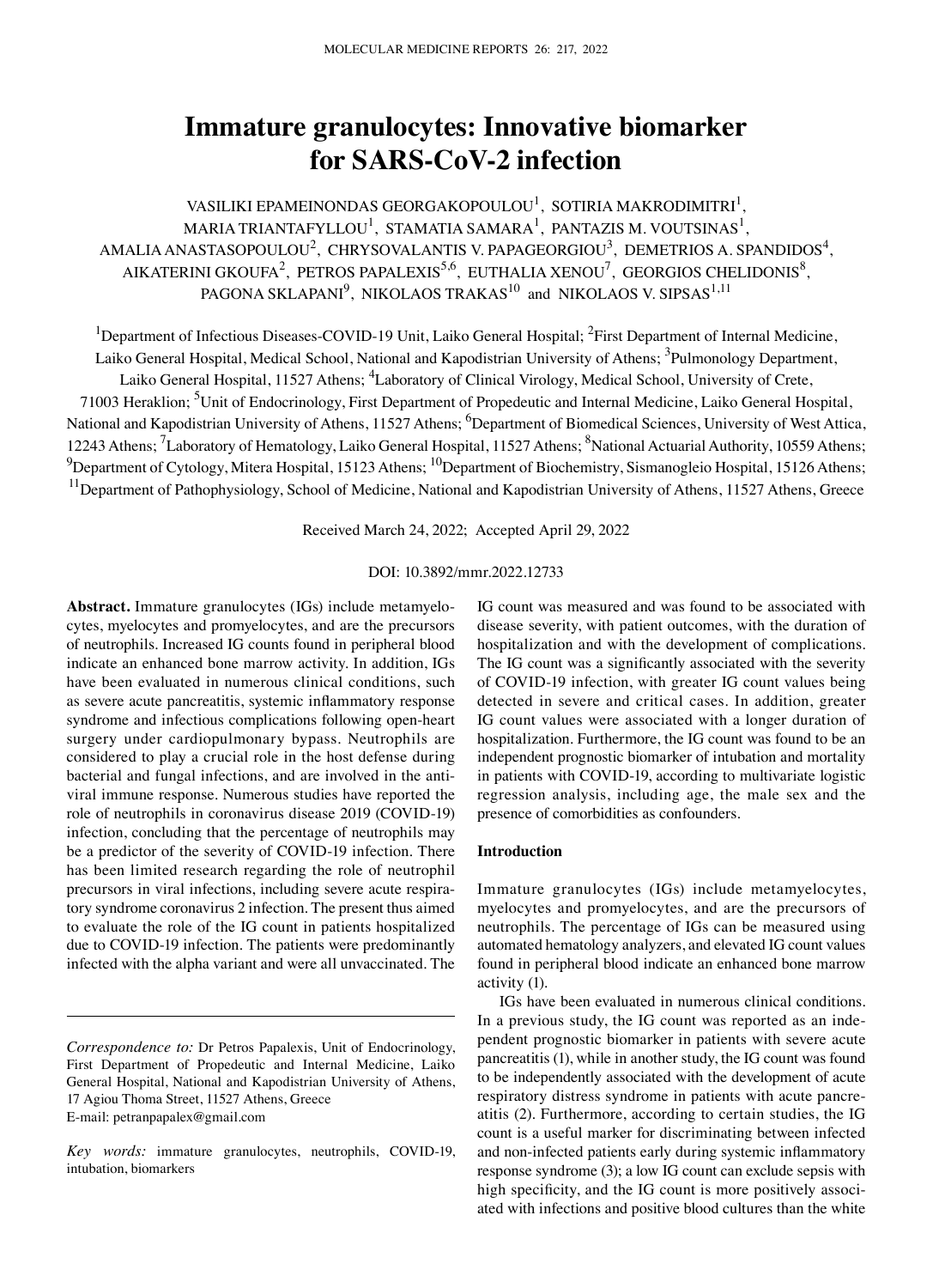# Immature granulocytes: Innovative biomarker for SARS-CoV-2 infection

VASILIKI EPAMEINONDAS GEORGAKOPOULOU[1], SOTIRIA MAKRODIMITRI[1], MARIA TRIANTAFYLLOU[1], STAMATIA SAMARA[1], PANTAZIS M. VOUTSINAS[1], AMALIA ANASTASOPOULOU[2], CHRYSOVALANTIS V. PAPAGEORGIOU[3], DEMETRIOS A. SPANDIDOS[4], AIKATERINI GKOUFA[2], PETROS PAPALEXIS[5,6], EUTHALIA XENOU[7], GEORGIOS CHELIDONIS[8], PAGONA SKLAPANI[9], NIKOLAOS TRAKAS[10] and NIKOLAOS V. SIPSAS[1,11]

[1]Department of Infectious Diseases-COVID-19 Unit, Laiko General Hospital; [2]First Department of Internal Medicine, Laiko General Hospital, Medical School, National and Kapodistrian University of Athens; [3]Pulmonology Department, Laiko General Hospital, 11527 Athens; [4]Laboratory of Clinical Virology, Medical School, University of Crete, 71003 Heraklion; [5]Unit of Endocrinology, First Department of Propedeutic and Internal Medicine, Laiko General Hospital, National and Kapodistrian University of Athens, 11527 Athens; [6]Department of Biomedical Sciences, University of West Attica, 12243 Athens; [7]Laboratory of Hematology, Laiko General Hospital, 11527 Athens; [8]National Actuarial Authority, 10559 Athens; [9]Department of Cytology, Mitera Hospital, 15123 Athens; [10]Department of Biochemistry, Sismanogleio Hospital, 15126 Athens; [11]Department of Pathophysiology, School of Medicine, National and Kapodistrian University of Athens, 11527 Athens, Greece

Received March 24, 2022; Accepted April 29, 2022

DOI: 10.3892/mmr.2022.12733

**Abstract.** Immature granulocytes (IGs) include metamyelocytes, myelocytes and promyelocytes, and are the precursors of neutrophils. Increased IG counts found in peripheral blood indicate an enhanced bone marrow activity. In addition, IGs have been evaluated in numerous clinical conditions, such as severe acute pancreatitis, systemic inflammatory response syndrome and infectious complications following open-heart surgery under cardiopulmonary bypass. Neutrophils are considered to play a crucial role in the host defense during bacterial and fungal infections, and are involved in the antiviral immune response. Numerous studies have reported the role of neutrophils in coronavirus disease 2019 (COVID-19) infection, concluding that the percentage of neutrophils may be a predictor of the severity of COVID-19 infection. There has been limited research regarding the role of neutrophil precursors in viral infections, including severe acute respiratory syndrome coronavirus 2 infection. The present thus aimed to evaluate the role of the IG count in patients hospitalized due to COVID-19 infection. The patients were predominantly infected with the alpha variant and were all unvaccinated. The IG count was measured and was found to be associated with disease severity, with patient outcomes, with the duration of hospitalization and with the development of complications. The IG count was a significantly associated with the severity of COVID-19 infection, with greater IG count values being detected in severe and critical cases. In addition, greater IG count values were associated with a longer duration of hospitalization. Furthermore, the IG count was found to be an independent prognostic biomarker of intubation and mortality in patients with COVID-19, according to multivariate logistic regression analysis, including age, the male sex and the presence of comorbidities as confounders.

*Correspondence to:* Dr Petros Papalexis, Unit of Endocrinology, First Department of Propedeutic and Internal Medicine, Laiko General Hospital, National and Kapodistrian University of Athens, 17 Agiou Thoma Street, 11527 Athens, Greece
E-mail: petranpapalex@gmail.com

*Key words:* immature granulocytes, neutrophils, COVID-19, intubation, biomarkers

## Introduction

Immature granulocytes (IGs) include metamyelocytes, myelocytes and promyelocytes, and are the precursors of neutrophils. The percentage of IGs can be measured using automated hematology analyzers, and elevated IG count values found in peripheral blood indicate an enhanced bone marrow activity (1).

IGs have been evaluated in numerous clinical conditions. In a previous study, the IG count was reported as an independent prognostic biomarker in patients with severe acute pancreatitis (1), while in another study, the IG count was found to be independently associated with the development of acute respiratory distress syndrome in patients with acute pancreatitis (2). Furthermore, according to certain studies, the IG count is a useful marker for discriminating between infected and non-infected patients early during systemic inflammatory response syndrome (3); a low IG count can exclude sepsis with high specificity, and the IG count is more positively associated with infections and positive blood cultures than the white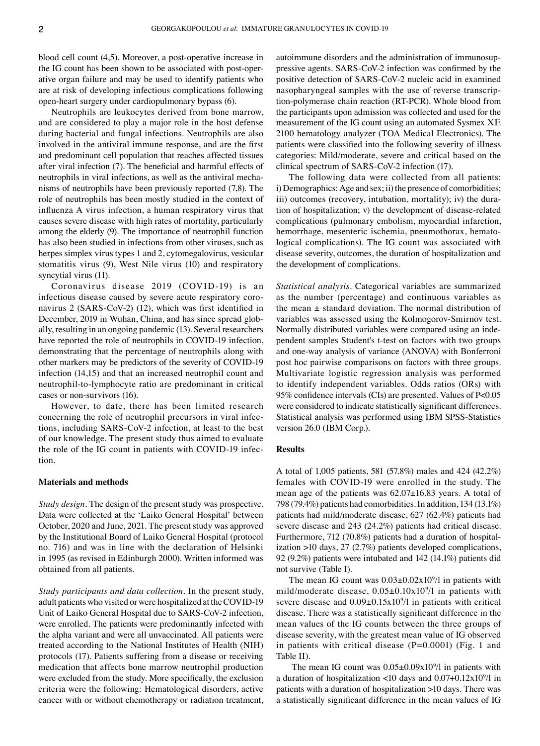blood cell count (4,5). Moreover, a post-operative increase in the IG count has been shown to be associated with post-operative organ failure and may be used to identify patients who are at risk of developing infectious complications following open-heart surgery under cardiopulmonary bypass (6).

Neutrophils are leukocytes derived from bone marrow, and are considered to play a major role in the host defense during bacterial and fungal infections. Neutrophils are also involved in the antiviral immune response, and are the first and predominant cell population that reaches affected tissues after viral infection (7). The beneficial and harmful effects of neutrophils in viral infections, as well as the antiviral mechanisms of neutrophils have been previously reported (7,8). The role of neutrophils has been mostly studied in the context of influenza A virus infection, a human respiratory virus that causes severe disease with high rates of mortality, particularly among the elderly (9). The importance of neutrophil function has also been studied in infections from other viruses, such as herpes simplex virus types 1 and 2, cytomegalovirus, vesicular stomatitis virus (9), West Nile virus (10) and respiratory syncytial virus (11).

Coronavirus disease 2019 (COVID-19) is an infectious disease caused by severe acute respiratory coronavirus 2 (SARS-CoV-2) (12), which was first identified in December, 2019 in Wuhan, China, and has since spread globally, resulting in an ongoing pandemic (13). Several researchers have reported the role of neutrophils in COVID-19 infection, demonstrating that the percentage of neutrophils along with other markers may be predictors of the severity of COVID-19 infection (14,15) and that an increased neutrophil count and neutrophil-to-lymphocyte ratio are predominant in critical cases or non-survivors (16).

However, to date, there has been limited research concerning the role of neutrophil precursors in viral infections, including SARS-CoV-2 infection, at least to the best of our knowledge. The present study thus aimed to evaluate the role of the IG count in patients with COVID-19 infection.

## Materials and methods

*Study design*. The design of the present study was prospective. Data were collected at the 'Laiko General Hospital' between October, 2020 and June, 2021. The present study was approved by the Institutional Board of Laiko General Hospital (protocol no. 716) and was in line with the declaration of Helsinki in 1995 (as revised in Edinburgh 2000). Written informed was obtained from all patients.

*Study participants and data collection*. In the present study, adult patients who visited or were hospitalized at the COVID-19 Unit of Laiko General Hospital due to SARS-CoV-2 infection, were enrolled. The patients were predominantly infected with the alpha variant and were all unvaccinated. All patients were treated according to the National Institutes of Health (NIH) protocols (17). Patients suffering from a disease or receiving medication that affects bone marrow neutrophil production were excluded from the study. More specifically, the exclusion criteria were the following: Hematological disorders, active cancer with or without chemotherapy or radiation treatment, autoimmune disorders and the administration of immunosuppressive agents. SARS-CoV-2 infection was confirmed by the positive detection of SARS-CoV-2 nucleic acid in examined nasopharyngeal samples with the use of reverse transcription-polymerase chain reaction (RT-PCR). Whole blood from the participants upon admission was collected and used for the measurement of the IG count using an automated Sysmex XE 2100 hematology analyzer (TOA Medical Electronics). The patients were classified into the following severity of illness categories: Mild/moderate, severe and critical based on the clinical spectrum of SARS-CoV-2 infection (17).

The following data were collected from all patients: i) Demographics: Age and sex; ii) the presence of comorbidities; iii) outcomes (recovery, intubation, mortality); iv) the duration of hospitalization; v) the development of disease-related complications (pulmonary embolism, myocardial infarction, hemorrhage, mesenteric ischemia, pneumothorax, hematological complications). The IG count was associated with disease severity, outcomes, the duration of hospitalization and the development of complications.

*Statistical analysis*. Categorical variables are summarized as the number (percentage) and continuous variables as the mean ± standard deviation. The normal distribution of variables was assessed using the Kolmogorov-Smirnov test. Normally distributed variables were compared using an independent samples Student's t-test on factors with two groups and one-way analysis of variance (ANOVA) with Bonferroni post hoc pairwise comparisons on factors with three groups. Multivariate logistic regression analysis was performed to identify independent variables. Odds ratios (ORs) with 95% confidence intervals (CIs) are presented. Values of $P<0.05$ were considered to indicate statistically significant differences. Statistical analysis was performed using IBM SPSS-Statistics version 26.0 (IBM Corp.).

## Results

A total of 1,005 patients, 581 (57.8%) males and 424 (42.2%) females with COVID-19 were enrolled in the study. The mean age of the patients was 62.07±16.83 years. A total of 798 (79.4%) patients had comorbidities. In addition, 134 (13.1%) patients had mild/moderate disease, 627 (62.4%) patients had severe disease and 243 (24.2%) patients had critical disease. Furthermore, 712 (70.8%) patients had a duration of hospitalization >10 days, 27 (2.7%) patients developed complications, 92 (9.2%) patients were intubated and 142 (14.1%) patients did not survive (Table I).

The mean IG count was $0.03\pm0.02\times10^9$/l in patients with mild/moderate disease, $0.05\pm0.10\times10^9$/l in patients with severe disease and $0.09\pm0.15\times10^9$/l in patients with critical disease. There was a statistically significant difference in the mean values of the IG counts between the three groups of disease severity, with the greatest mean value of IG observed in patients with critical disease (P=0.0001) (Fig. 1 and Table II).

The mean IG count was $0.05\pm0.09\times10^9$/l in patients with a duration of hospitalization <10 days and $0.07+0.12\times10^9$/l in patients with a duration of hospitalization >10 days. There was a statistically significant difference in the mean values of IG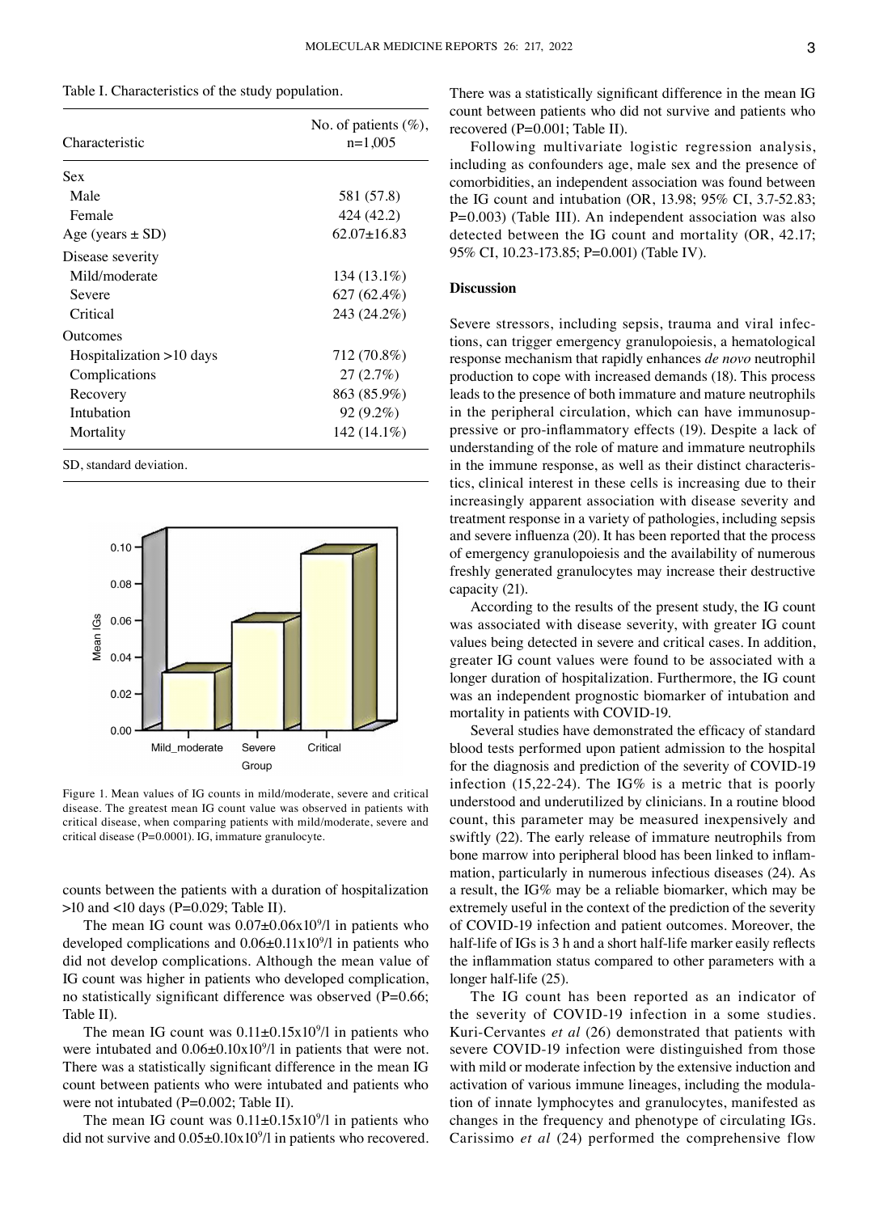Table I. Characteristics of the study population.

| Characteristic | No. of patients (%), n=1,005 |
|---|---|
| Sex | |
| Male | 581 (57.8) |
| Female | 424 (42.2) |
| Age (years ± SD) | 62.07±16.83 |
| Disease severity | |
| Mild/moderate | 134 (13.1%) |
| Severe | 627 (62.4%) |
| Critical | 243 (24.2%) |
| Outcomes | |
| Hospitalization >10 days | 712 (70.8%) |
| Complications | 27 (2.7%) |
| Recovery | 863 (85.9%) |
| Intubation | 92 (9.2%) |
| Mortality | 142 (14.1%) |

SD, standard deviation.

Figure 1. Mean values of IG counts in mild/moderate, severe and critical disease. The greatest mean IG count value was observed in patients with critical disease, when comparing patients with mild/moderate, severe and critical disease (P=0.0001). IG, immature granulocyte.

counts between the patients with a duration of hospitalization >10 and <10 days (P=0.029; Table II).

The mean IG count was 0.07±0.06x$10^9$/l in patients who developed complications and 0.06±0.11x$10^9$/l in patients who did not develop complications. Although the mean value of IG count was higher in patients who developed complication, no statistically significant difference was observed (P=0.66; Table II).

The mean IG count was 0.11±0.15x$10^9$/l in patients who were intubated and 0.06±0.10x$10^9$/l in patients that were not. There was a statistically significant difference in the mean IG count between patients who were intubated and patients who were not intubated (P=0.002; Table II).

The mean IG count was 0.11±0.15x$10^9$/l in patients who did not survive and 0.05±0.10x$10^9$/l in patients who recovered. There was a statistically significant difference in the mean IG count between patients who did not survive and patients who recovered (P=0.001; Table II).

Following multivariate logistic regression analysis, including as confounders age, male sex and the presence of comorbidities, an independent association was found between the IG count and intubation (OR, 13.98; 95% CI, 3.7-52.83; P=0.003) (Table III). An independent association was also detected between the IG count and mortality (OR, 42.17; 95% CI, 10.23-173.85; P=0.001) (Table IV).

## Discussion

Severe stressors, including sepsis, trauma and viral infections, can trigger emergency granulopoiesis, a hematological response mechanism that rapidly enhances *de novo* neutrophil production to cope with increased demands (18). This process leads to the presence of both immature and mature neutrophils in the peripheral circulation, which can have immunosuppressive or pro-inflammatory effects (19). Despite a lack of understanding of the role of mature and immature neutrophils in the immune response, as well as their distinct characteristics, clinical interest in these cells is increasing due to their increasingly apparent association with disease severity and treatment response in a variety of pathologies, including sepsis and severe influenza (20). It has been reported that the process of emergency granulopoiesis and the availability of numerous freshly generated granulocytes may increase their destructive capacity (21).

According to the results of the present study, the IG count was associated with disease severity, with greater IG count values being detected in severe and critical cases. In addition, greater IG count values were found to be associated with a longer duration of hospitalization. Furthermore, the IG count was an independent prognostic biomarker of intubation and mortality in patients with COVID-19.

Several studies have demonstrated the efficacy of standard blood tests performed upon patient admission to the hospital for the diagnosis and prediction of the severity of COVID-19 infection (15,22-24). The IG% is a metric that is poorly understood and underutilized by clinicians. In a routine blood count, this parameter may be measured inexpensively and swiftly (22). The early release of immature neutrophils from bone marrow into peripheral blood has been linked to inflammation, particularly in numerous infectious diseases (24). As a result, the IG% may be a reliable biomarker, which may be extremely useful in the context of the prediction of the severity of COVID-19 infection and patient outcomes. Moreover, the half-life of IGs is 3 h and a short half-life marker easily reflects the inflammation status compared to other parameters with a longer half-life (25).

The IG count has been reported as an indicator of the severity of COVID-19 infection in a some studies. Kuri-Cervantes *et al* (26) demonstrated that patients with severe COVID-19 infection were distinguished from those with mild or moderate infection by the extensive induction and activation of various immune lineages, including the modulation of innate lymphocytes and granulocytes, manifested as changes in the frequency and phenotype of circulating IGs. Carissimo *et al* (24) performed the comprehensive flow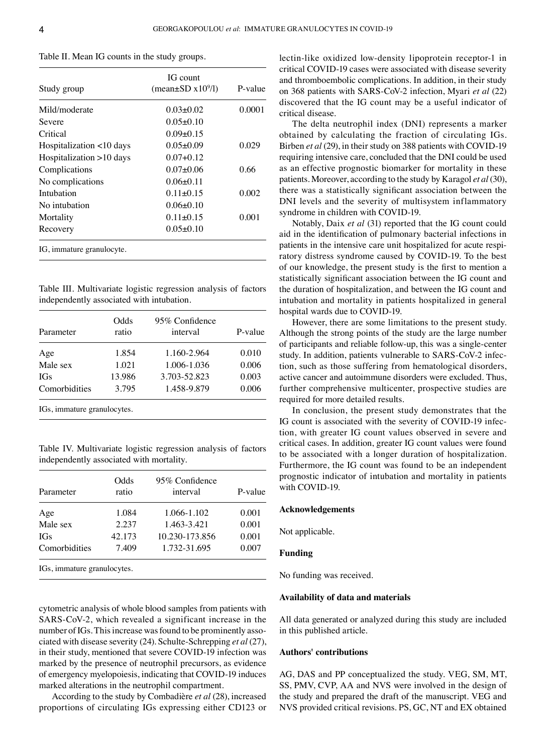Table II. Mean IG counts in the study groups.

| Study group | IG count (mean±SD x$10^9$/l) | P-value |
|---|---|---|
| Mild/moderate | 0.03±0.02 | 0.0001 |
| Severe | 0.05±0.10 | |
| Critical | 0.09±0.15 | |
| Hospitalization <10 days | 0.05±0.09 | 0.029 |
| Hospitalization >10 days | 0.07+0.12 | |
| Complications | 0.07±0.06 | 0.66 |
| No complications | 0.06±0.11 | |
| Intubation | 0.11±0.15 | 0.002 |
| No intubation | 0.06±0.10 | |
| Mortality | 0.11±0.15 | 0.001 |
| Recovery | 0.05±0.10 | |

IG, immature granulocyte.

Table III. Multivariate logistic regression analysis of factors independently associated with intubation.

| Parameter | Odds ratio | 95% Confidence interval | P-value |
|---|---|---|---|
| Age | 1.854 | 1.160-2.964 | 0.010 |
| Male sex | 1.021 | 1.006-1.036 | 0.006 |
| IGs | 13.986 | 3.703-52.823 | 0.003 |
| Comorbidities | 3.795 | 1.458-9.879 | 0.006 |

IGs, immature granulocytes.

Table IV. Multivariate logistic regression analysis of factors independently associated with mortality.

| Parameter | Odds ratio | 95% Confidence interval | P-value |
|---|---|---|---|
| Age | 1.084 | 1.066-1.102 | 0.001 |
| Male sex | 2.237 | 1.463-3.421 | 0.001 |
| IGs | 42.173 | 10.230-173.856 | 0.001 |
| Comorbidities | 7.409 | 1.732-31.695 | 0.007 |

IGs, immature granulocytes.

cytometric analysis of whole blood samples from patients with SARS-CoV-2, which revealed a significant increase in the number of IGs. This increase was found to be prominently associated with disease severity (24). Schulte-Schrepping *et al* (27), in their study, mentioned that severe COVID-19 infection was marked by the presence of neutrophil precursors, as evidence of emergency myelopoiesis, indicating that COVID-19 induces marked alterations in the neutrophil compartment.

According to the study by Combadière *et al* (28), increased proportions of circulating IGs expressing either CD123 or lectin-like oxidized low-density lipoprotein receptor-1 in critical COVID-19 cases were associated with disease severity and thromboembolic complications. In addition, in their study on 368 patients with SARS-CoV-2 infection, Myari *et al* (22) discovered that the IG count may be a useful indicator of critical disease.

The delta neutrophil index (DNI) represents a marker obtained by calculating the fraction of circulating IGs. Birben *et al* (29), in their study on 388 patients with COVID-19 requiring intensive care, concluded that the DNI could be used as an effective prognostic biomarker for mortality in these patients. Moreover, according to the study by Karagol *et al* (30), there was a statistically significant association between the DNI levels and the severity of multisystem inflammatory syndrome in children with COVID-19.

Notably, Daix *et al* (31) reported that the IG count could aid in the identification of pulmonary bacterial infections in patients in the intensive care unit hospitalized for acute respiratory distress syndrome caused by COVID-19. To the best of our knowledge, the present study is the first to mention a statistically significant association between the IG count and the duration of hospitalization, and between the IG count and intubation and mortality in patients hospitalized in general hospital wards due to COVID-19.

However, there are some limitations to the present study. Although the strong points of the study are the large number of participants and reliable follow-up, this was a single-center study. In addition, patients vulnerable to SARS-CoV-2 infection, such as those suffering from hematological disorders, active cancer and autoimmune disorders were excluded. Thus, further comprehensive multicenter, prospective studies are required for more detailed results.

In conclusion, the present study demonstrates that the IG count is associated with the severity of COVID-19 infection, with greater IG count values observed in severe and critical cases. In addition, greater IG count values were found to be associated with a longer duration of hospitalization. Furthermore, the IG count was found to be an independent prognostic indicator of intubation and mortality in patients with COVID-19.

## Acknowledgements

Not applicable.

## Funding

No funding was received.

## Availability of data and materials

All data generated or analyzed during this study are included in this published article.

## Authors' contributions

AG, DAS and PP conceptualized the study. VEG, SM, MT, SS, PMV, CVP, AA and NVS were involved in the design of the study and prepared the draft of the manuscript. VEG and NVS provided critical revisions. PS, GC, NT and EX obtained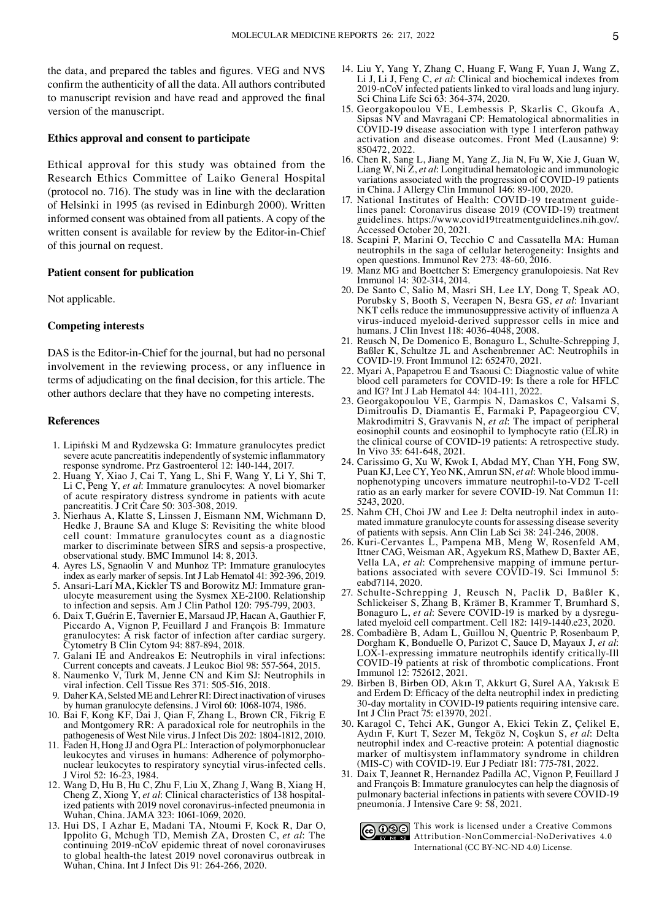the data, and prepared the tables and figures. VEG and NVS confirm the authenticity of all the data. All authors contributed to manuscript revision and have read and approved the final version of the manuscript.

### Ethics approval and consent to participate

Ethical approval for this study was obtained from the Research Ethics Committee of Laiko General Hospital (protocol no. 716). The study was in line with the declaration of Helsinki in 1995 (as revised in Edinburgh 2000). Written informed consent was obtained from all patients. A copy of the written consent is available for review by the Editor-in-Chief of this journal on request.

### Patient consent for publication

Not applicable.

### Competing interests

DAS is the Editor-in-Chief for the journal, but had no personal involvement in the reviewing process, or any influence in terms of adjudicating on the final decision, for this article. The other authors declare that they have no competing interests.

### References

1. Lipiński M and Rydzewska G: Immature granulocytes predict severe acute pancreatitis independently of systemic inflammatory response syndrome. Prz Gastroenterol 12: 140-144, 2017.
2. Huang Y, Xiao J, Cai T, Yang L, Shi F, Wang Y, Li Y, Shi T, Li C, Peng Y, *et al*: Immature granulocytes: A novel biomarker of acute respiratory distress syndrome in patients with acute pancreatitis. J Crit Care 50: 303-308, 2019.
3. Nierhaus A, Klatte S, Linssen J, Eismann NM, Wichmann D, Hedke J, Braune SA and Kluge S: Revisiting the white blood cell count: Immature granulocytes count as a diagnostic marker to discriminate between SIRS and sepsis-a prospective, observational study. BMC Immunol 14: 8, 2013.
4. Ayres LS, Sgnaolin V and Munhoz TP: Immature granulocytes index as early marker of sepsis. Int J Lab Hematol 41: 392-396, 2019.
5. Ansari-Lari MA, Kickler TS and Borowitz MJ: Immature granulocyte measurement using the Sysmex XE-2100. Relationship to infection and sepsis. Am J Clin Pathol 120: 795-799, 2003.
6. Daix T, Guérin E, Tavernier E, Marsaud JP, Hacan A, Gauthier F, Piccardo A, Vignon P, Feuillard J and François B: Immature granulocytes: A risk factor of infection after cardiac surgery. Cytometry B Clin Cytom 94: 887-894, 2018.
7. Galani IE and Andreakos E: Neutrophils in viral infections: Current concepts and caveats. J Leukoc Biol 98: 557-564, 2015.
8. Naumenko V, Turk M, Jenne CN and Kim SJ: Neutrophils in viral infection. Cell Tissue Res 371: 505-516, 2018.
9. Daher KA, Selsted ME and Lehrer RI: Direct inactivation of viruses by human granulocyte defensins. J Virol 60: 1068-1074, 1986.
10. Bai F, Kong KF, Dai J, Qian F, Zhang L, Brown CR, Fikrig E and Montgomery RR: A paradoxical role for neutrophils in the pathogenesis of West Nile virus. J Infect Dis 202: 1804-1812, 2010.
11. Faden H, Hong JJ and Ogra PL: Interaction of polymorphonuclear leukocytes and viruses in humans: Adherence of polymorphonuclear leukocytes to respiratory syncytial virus-infected cells. J Virol 52: 16-23, 1984.
12. Wang D, Hu B, Hu C, Zhu F, Liu X, Zhang J, Wang B, Xiang H, Cheng Z, Xiong Y, *et al*: Clinical characteristics of 138 hospitalized patients with 2019 novel coronavirus-infected pneumonia in Wuhan, China. JAMA 323: 1061-1069, 2020.
13. Hui DS, I Azhar E, Madani TA, Ntoumi F, Kock R, Dar O, Ippolito G, Mchugh TD, Memish ZA, Drosten C, *et al*: The continuing 2019-nCoV epidemic threat of novel coronaviruses to global health-the latest 2019 novel coronavirus outbreak in Wuhan, China. Int J Infect Dis 91: 264-266, 2020.
14. Liu Y, Yang Y, Zhang C, Huang F, Wang F, Yuan J, Wang Z, Li J, Li J, Feng C, *et al*: Clinical and biochemical indexes from 2019-nCoV infected patients linked to viral loads and lung injury. Sci China Life Sci 63: 364-374, 2020.
15. Georgakopoulou VE, Lembessis P, Skarlis C, Gkoufa A, Sipsas NV and Mavragani CP: Hematological abnormalities in COVID-19 disease association with type I interferon pathway activation and disease outcomes. Front Med (Lausanne) 9: 850472, 2022.
16. Chen R, Sang L, Jiang M, Yang Z, Jia N, Fu W, Xie J, Guan W, Liang W, Ni Z, *et al*: Longitudinal hematologic and immunologic variations associated with the progression of COVID-19 patients in China. J Allergy Clin Immunol 146: 89-100, 2020.
17. National Institutes of Health: COVID-19 treatment guidelines panel: Coronavirus disease 2019 (COVID-19) treatment guidelines. https://www.covid19treatmentguidelines.nih.gov/. Accessed October 20, 2021.
18. Scapini P, Marini O, Tecchio C and Cassatella MA: Human neutrophils in the saga of cellular heterogeneity: Insights and open questions. Immunol Rev 273: 48-60, 2016.
19. Manz MG and Boettcher S: Emergency granulopoiesis. Nat Rev Immunol 14: 302-314, 2014.
20. De Santo C, Salio M, Masri SH, Lee LY, Dong T, Speak AO, Porubsky S, Booth S, Veerapen N, Besra GS, *et al*: Invariant NKT cells reduce the immunosuppressive activity of influenza A virus-induced myeloid-derived suppressor cells in mice and humans. J Clin Invest 118: 4036-4048, 2008.
21. Reusch N, De Domenico E, Bonaguro L, Schulte-Schrepping J, Baßler K, Schultze JL and Aschenbrenner AC: Neutrophils in COVID-19. Front Immunol 12: 652470, 2021.
22. Myari A, Papapetrou E and Tsaousi C: Diagnostic value of white blood cell parameters for COVID-19: Is there a role for HFLC and IG? Int J Lab Hematol 44: 104-111, 2022.
23. Georgakopoulou VE, Garmpis N, Damaskos C, Valsami S, Dimitroulis D, Diamantis E, Farmaki P, Papageorgiou CV, Makrodimitri S, Gravvanis N, *et al*: The impact of peripheral eosinophil counts and eosinophil to lymphocyte ratio (ELR) in the clinical course of COVID-19 patients: A retrospective study. In Vivo 35: 641-648, 2021.
24. Carissimo G, Xu W, Kwok I, Abdad MY, Chan YH, Fong SW, Puan KJ, Lee CY, Yeo NK, Amrun SN, *et al*: Whole blood immunophenotyping uncovers immature neutrophil-to-VD2 T-cell ratio as an early marker for severe COVID-19. Nat Commun 11: 5243, 2020.
25. Nahm CH, Choi JW and Lee J: Delta neutrophil index in automated immature granulocyte counts for assessing disease severity of patients with sepsis. Ann Clin Lab Sci 38: 241-246, 2008.
26. Kuri-Cervantes L, Pampena MB, Meng W, Rosenfeld AM, Ittner CAG, Weisman AR, Agyekum RS, Mathew D, Baxter AE, Vella LA, *et al*: Comprehensive mapping of immune perturbations associated with severe COVID-19. Sci Immunol 5: eabd7114, 2020.
27. Schulte-Schrepping J, Reusch N, Paclik D, Baßler K, Schlickeiser S, Zhang B, Krämer B, Krammer T, Brumhard S, Bonaguro L, *et al*: Severe COVID-19 is marked by a dysregulated myeloid cell compartment. Cell 182: 1419-1440.e23, 2020.
28. Combadière B, Adam L, Guillou N, Quentric P, Rosenbaum P, Dorgham K, Bonduelle O, Parizot C, Sauce D, Mayaux J, *et al*: LOX-1-expressing immature neutrophils identify critically-Ill COVID-19 patients at risk of thrombotic complications. Front Immunol 12: 752612, 2021.
29. Birben B, Birben OD, Akın T, Akkurt G, Surel AA, Yakısık E and Erdem D: Efficacy of the delta neutrophil index in predicting 30-day mortality in COVID-19 patients requiring intensive care. Int J Clin Pract 75: e13970, 2021.
30. Karagol C, Tehci AK, Gungor A, Ekici Tekin Z, Çelikel E, Aydın F, Kurt T, Sezer M, Tekgöz N, Coşkun S, *et al*: Delta neutrophil index and C-reactive protein: A potential diagnostic marker of multisystem inflammatory syndrome in children (MIS-C) with COVID-19. Eur J Pediatr 181: 775-781, 2022.
31. Daix T, Jeannet R, Hernandez Padilla AC, Vignon P, Feuillard J and François B: Immature granulocytes can help the diagnosis of pulmonary bacterial infections in patients with severe COVID-19 pneumonia. J Intensive Care 9: 58, 2021.

This work is licensed under a Creative Commons Attribution-NonCommercial-NoDerivatives 4.0 International (CC BY-NC-ND 4.0) License.